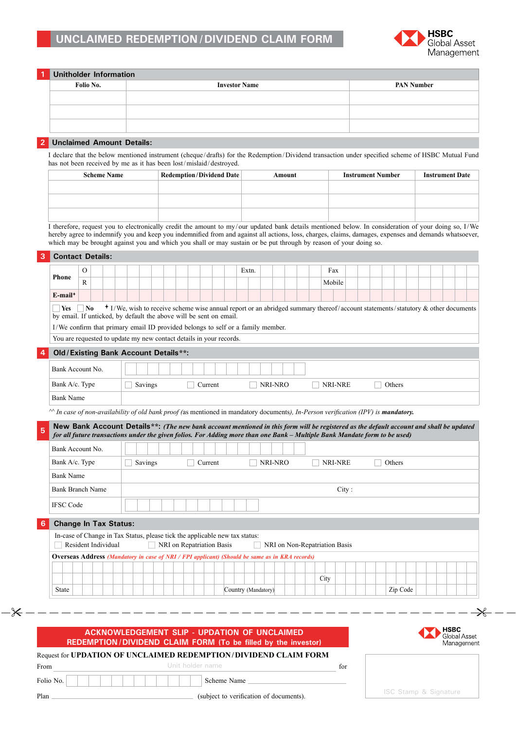# UNCLAIMED REDEMPTION / DIVIDEND CLAIM FORM

HSBC Global Asset Management

## 1 Unitholder Information

| Folio No. | Investor Name | PAN Number |
|---|---|---|
| | | |
| | | |
| | | |

## 2 Unclaimed Amount Details:

I declare that the below mentioned instrument (cheque/drafts) for the Redemption/Dividend transaction under specified scheme of HSBC Mutual Fund has not been received by me as it has been lost/mislaid/destroyed.

| Scheme Name | Redemption/Dividend Date | Amount | Instrument Number | Instrument Date |
|---|---|---|---|---|
| | | | | |
| | | | | |
| | | | | |

I therefore, request you to electronically credit the amount to my/our updated bank details mentioned below. In consideration of your doing so, I/We hereby agree to indemnify you and keep you indemnified from and against all actions, loss, charges, claims, damages, expenses and demands whatsoever, which may be brought against you and which you shall or may sustain or be put through by reason of your doing so.

## 3 Contact Details:

| Phone | O | | Extn. | | Fax | |
|---|---|---|---|---|---|---|
| | R | | | | Mobile | |
| E-mail+ | | | | | | |

☐ Yes ☐ No + I/We, wish to receive scheme wise annual report or an abridged summary thereof/account statements/statutory & other documents by email. If unticked, by default the above will be sent on email.

I/We confirm that primary email ID provided belongs to self or a family member.

You are requested to update my new contact details in your records.

## 4 Old/Existing Bank Account Details**:

| | |
|---|---|
| Bank Account No. | |
| Bank A/c. Type | ☐ Savings ☐ Current ☐ NRI-NRO ☐ NRI-NRE ☐ Others |
| Bank Name | |

^^ *In case of non-availability of old bank proof* (as mentioned in mandatory documents), *In-Person verification (IPV) is* ***mandatory.***

## 5 New Bank Account Details**: *(The new bank account mentioned in this form will be registered as the default account and shall be updated for all future transactions under the given folios. For Adding more than one Bank – Multiple Bank Mandate form to be used)*

| | |
|---|---|
| Bank Account No. | |
| Bank A/c. Type | ☐ Savings ☐ Current ☐ NRI-NRO ☐ NRI-NRE ☐ Others |
| Bank Name | |
| Bank Branch Name | City : |
| IFSC Code | |

## 6 Change In Tax Status:

In-case of Change in Tax Status, please tick the applicable new tax status:

☐ Resident Individual ☐ NRI on Repatriation Basis ☐ NRI on Non-Repatriation Basis

**Overseas Address** *(Mandatory in case of NRI / FPI applicant) (Should be same as in KRA records)*

| | | |
|---|---|---|
| | City | |
| State | Country (Mandatory) | Zip Code |

---

## ACKNOWLEDGEMENT SLIP - UPDATION OF UNCLAIMED REDEMPTION/DIVIDEND CLAIM FORM (To be filled by the investor)

HSBC Global Asset Management

Request for **UPDATION OF UNCLAIMED REDEMPTION/DIVIDEND CLAIM FORM**

From ______________ Unit holder name ______________ for

Folio No. ______________ Scheme Name ______________

Plan ______________ (subject to verification of documents).

ISC Stamp & Signature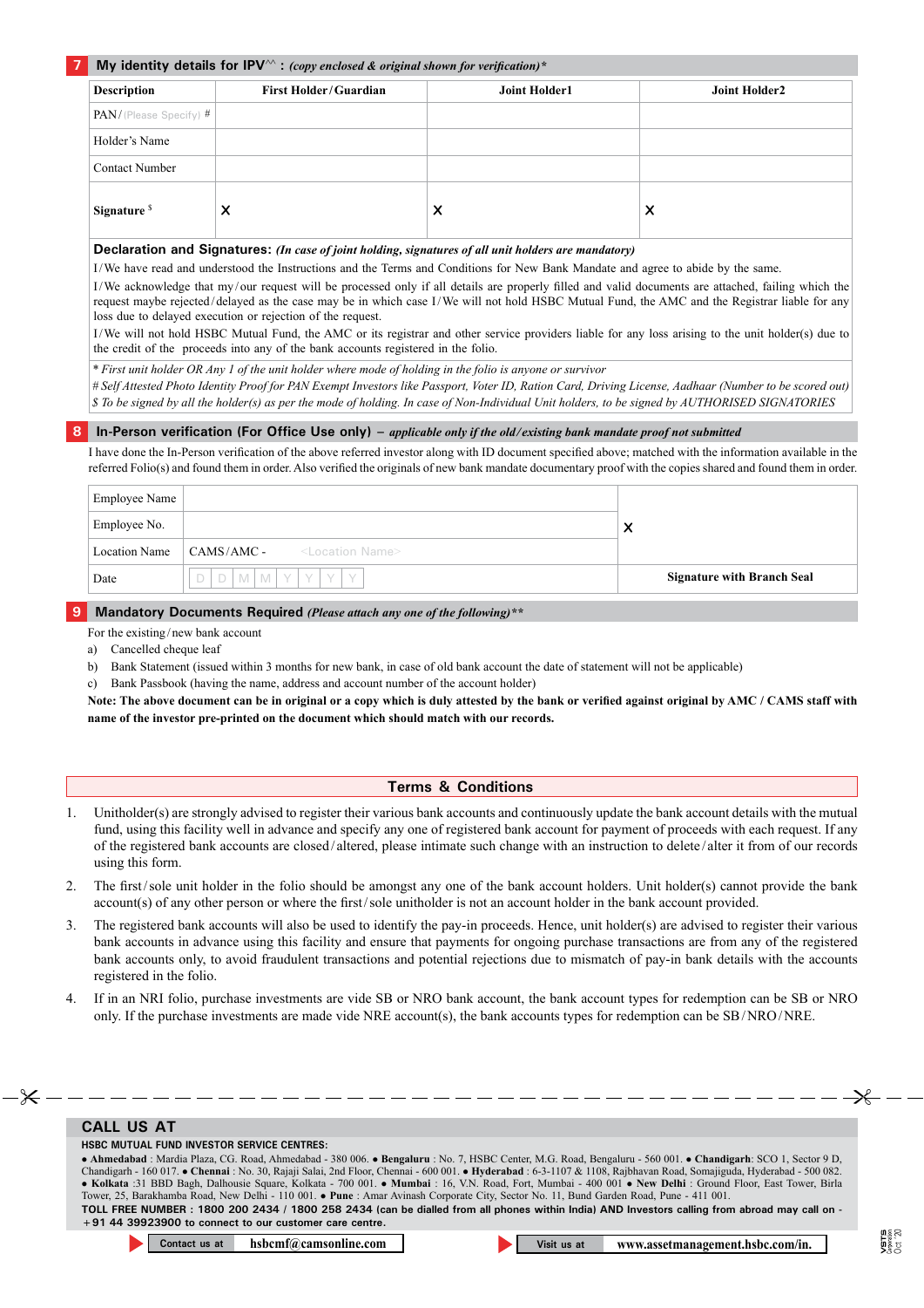## 7 My identity details for IPV^^ : *(copy enclosed & original shown for verification)**

| Description | First Holder/Guardian | Joint Holder1 | Joint Holder2 |
|---|---|---|---|
| PAN/ (Please Specify) # | | | |
| Holder's Name | | | |
| Contact Number | | | |
| Signature $ | X | X | X |

**Declaration and Signatures:** *(In case of joint holding, signatures of all unit holders are mandatory)*

I/We have read and understood the Instructions and the Terms and Conditions for New Bank Mandate and agree to abide by the same.

I/We acknowledge that my/our request will be processed only if all details are properly filled and valid documents are attached, failing which the request maybe rejected/delayed as the case may be in which case I/We will not hold HSBC Mutual Fund, the AMC and the Registrar liable for any loss due to delayed execution or rejection of the request.

I/We will not hold HSBC Mutual Fund, the AMC or its registrar and other service providers liable for any loss arising to the unit holder(s) due to the credit of the proceeds into any of the bank accounts registered in the folio.

*\* First unit holder OR Any 1 of the unit holder where mode of holding in the folio is anyone or survivor*

*# Self Attested Photo Identity Proof for PAN Exempt Investors like Passport, Voter ID, Ration Card, Driving License, Aadhaar (Number to be scored out)*

*$ To be signed by all the holder(s) as per the mode of holding. In case of Non-Individual Unit holders, to be signed by AUTHORISED SIGNATORIES*

## 8 In-Person verification (For Office Use only) – *applicable only if the old/existing bank mandate proof not submitted*

I have done the In-Person verification of the above referred investor along with ID document specified above; matched with the information available in the referred Folio(s) and found them in order. Also verified the originals of new bank mandate documentary proof with the copies shared and found them in order.

| | | |
|---|---|---|
| Employee Name | | X |
| Employee No. | | |
| Location Name | CAMS/AMC - <Location Name> | |
| Date | D D M M Y Y Y Y | Signature with Branch Seal |

## 9 Mandatory Documents Required *(Please attach any one of the following)***

For the existing/new bank account

a) Cancelled cheque leaf

b) Bank Statement (issued within 3 months for new bank, in case of old bank account the date of statement will not be applicable)

c) Bank Passbook (having the name, address and account number of the account holder)

**Note: The above document can be in original or a copy which is duly attested by the bank or verified against original by AMC / CAMS staff with name of the investor pre-printed on the document which should match with our records.**

## Terms & Conditions

1. Unitholder(s) are strongly advised to register their various bank accounts and continuously update the bank account details with the mutual fund, using this facility well in advance and specify any one of registered bank account for payment of proceeds with each request. If any of the registered bank accounts are closed/altered, please intimate such change with an instruction to delete/alter it from of our records using this form.

2. The first/sole unit holder in the folio should be amongst any one of the bank account holders. Unit holder(s) cannot provide the bank account(s) of any other person or where the first/sole unitholder is not an account holder in the bank account provided.

3. The registered bank accounts will also be used to identify the pay-in proceeds. Hence, unit holder(s) are advised to register their various bank accounts in advance using this facility and ensure that payments for ongoing purchase transactions are from any of the registered bank accounts only, to avoid fraudulent transactions and potential rejections due to mismatch of pay-in bank details with the accounts registered in the folio.

4. If in an NRI folio, purchase investments are vide SB or NRO bank account, the bank account types for redemption can be SB or NRO only. If the purchase investments are made vide NRE account(s), the bank accounts types for redemption can be SB/NRO/NRE.

## CALL US AT

**HSBC MUTUAL FUND INVESTOR SERVICE CENTRES:**

● **Ahmedabad** : Mardia Plaza, CG. Road, Ahmedabad - 380 006. ● **Bengaluru** : No. 7, HSBC Center, M.G. Road, Bengaluru - 560 001. ● **Chandigarh**: SCO 1, Sector 9 D, Chandigarh - 160 017. ● **Chennai** : No. 30, Rajaji Salai, 2nd Floor, Chennai - 600 001. ● **Hyderabad** : 6-3-1107 & 1108, Rajbhavan Road, Somajiguda, Hyderabad - 500 082. ● **Kolkata** :31 BBD Bagh, Dalhousie Square, Kolkata - 700 001. ● **Mumbai** : 16, V.N. Road, Fort, Mumbai - 400 001 ● **New Delhi** : Ground Floor, East Tower, Birla Tower, 25, Barakhamba Road, New Delhi - 110 001. ● **Pune** : Amar Avinash Corporate City, Sector No. 11, Bund Garden Road, Pune - 411 001.

**TOLL FREE NUMBER : 1800 200 2434 / 1800 258 2434 (can be dialled from all phones within India) AND Investors calling from abroad may call on - +91 44 39923900 to connect to our customer care centre.**

Contact us at **hsbcmf@camsonline.com**

Visit us at **www.assetmanagement.hsbc.com/in.**